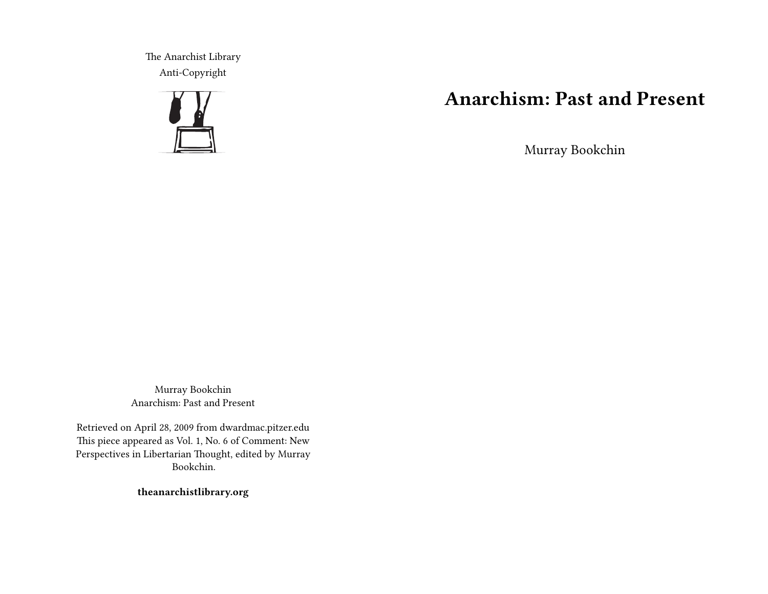# Anarchism: Past and Present

Murray Bookchin

The Anarchist Library
Anti-Copyright

Murray Bookchin
Anarchism: Past and Present

Retrieved on April 28, 2009 from dwardmac.pitzer.edu
This piece appeared as Vol. 1, No. 6 of Comment: New Perspectives in Libertarian Thought, edited by Murray Bookchin.

**theanarchistlibrary.org**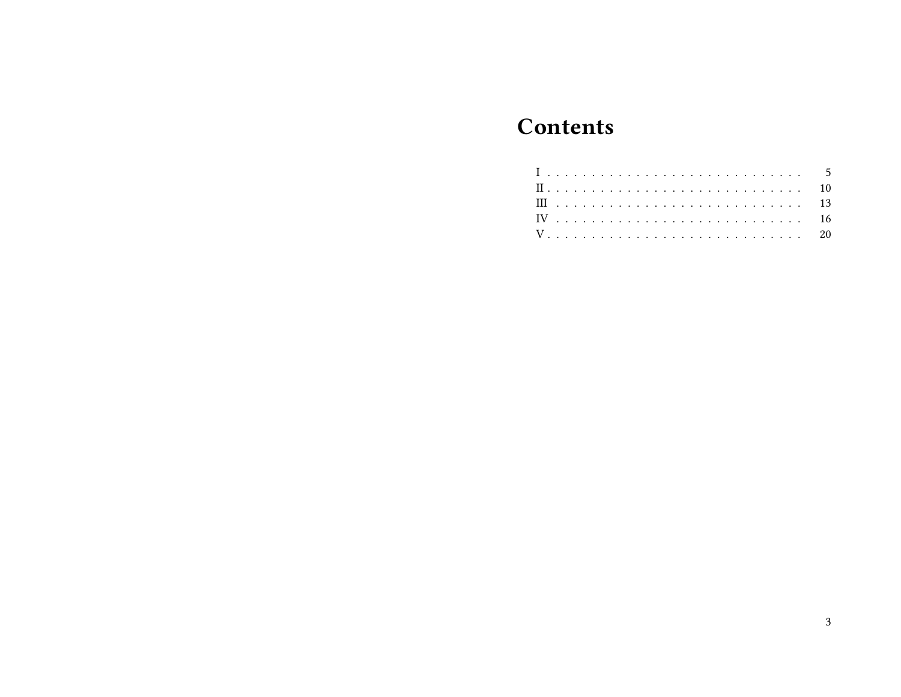# Contents

- I . . . . . . . . . . . . . . . . . . . . . . . . . . . . . 5
- II . . . . . . . . . . . . . . . . . . . . . . . . . . . . 10
- III . . . . . . . . . . . . . . . . . . . . . . . . . . . 13
- IV . . . . . . . . . . . . . . . . . . . . . . . . . . . 16
- V . . . . . . . . . . . . . . . . . . . . . . . . . . . . 20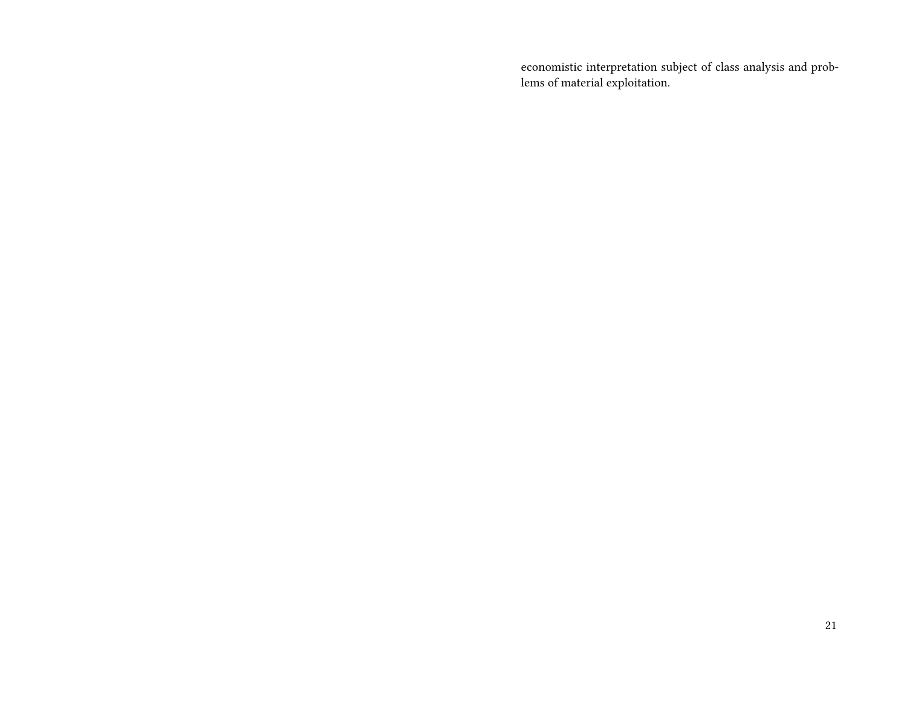economistic interpretation subject of class analysis and problems of material exploitation.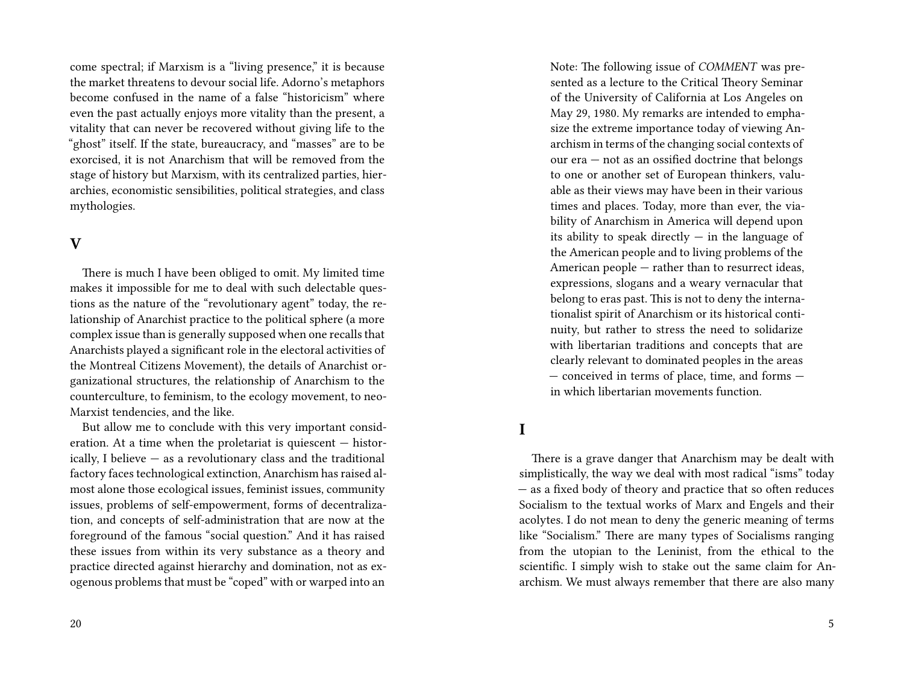come spectral; if Marxism is a "living presence," it is because the market threatens to devour social life. Adorno's metaphors become confused in the name of a false "historicism" where even the past actually enjoys more vitality than the present, a vitality that can never be recovered without giving life to the "ghost" itself. If the state, bureaucracy, and "masses" are to be exorcised, it is not Anarchism that will be removed from the stage of history but Marxism, with its centralized parties, hierarchies, economistic sensibilities, political strategies, and class mythologies.

## V

There is much I have been obliged to omit. My limited time makes it impossible for me to deal with such delectable questions as the nature of the "revolutionary agent" today, the relationship of Anarchist practice to the political sphere (a more complex issue than is generally supposed when one recalls that Anarchists played a significant role in the electoral activities of the Montreal Citizens Movement), the details of Anarchist organizational structures, the relationship of Anarchism to the counterculture, to feminism, to the ecology movement, to neo-Marxist tendencies, and the like.

But allow me to conclude with this very important consideration. At a time when the proletariat is quiescent — historically, I believe — as a revolutionary class and the traditional factory faces technological extinction, Anarchism has raised almost alone those ecological issues, feminist issues, community issues, problems of self-empowerment, forms of decentralization, and concepts of self-administration that are now at the foreground of the famous "social question." And it has raised these issues from within its very substance as a theory and practice directed against hierarchy and domination, not as exogenous problems that must be "coped" with or warped into an

Note: The following issue of *COMMENT* was presented as a lecture to the Critical Theory Seminar of the University of California at Los Angeles on May 29, 1980. My remarks are intended to emphasize the extreme importance today of viewing Anarchism in terms of the changing social contexts of our era — not as an ossified doctrine that belongs to one or another set of European thinkers, valuable as their views may have been in their various times and places. Today, more than ever, the viability of Anarchism in America will depend upon its ability to speak directly — in the language of the American people and to living problems of the American people — rather than to resurrect ideas, expressions, slogans and a weary vernacular that belong to eras past. This is not to deny the internationalist spirit of Anarchism or its historical continuity, but rather to stress the need to solidarize with libertarian traditions and concepts that are clearly relevant to dominated peoples in the areas — conceived in terms of place, time, and forms — in which libertarian movements function.

## I

There is a grave danger that Anarchism may be dealt with simplistically, the way we deal with most radical "isms" today — as a fixed body of theory and practice that so often reduces Socialism to the textual works of Marx and Engels and their acolytes. I do not mean to deny the generic meaning of terms like "Socialism." There are many types of Socialisms ranging from the utopian to the Leninist, from the ethical to the scientific. I simply wish to stake out the same claim for Anarchism. We must always remember that there are also many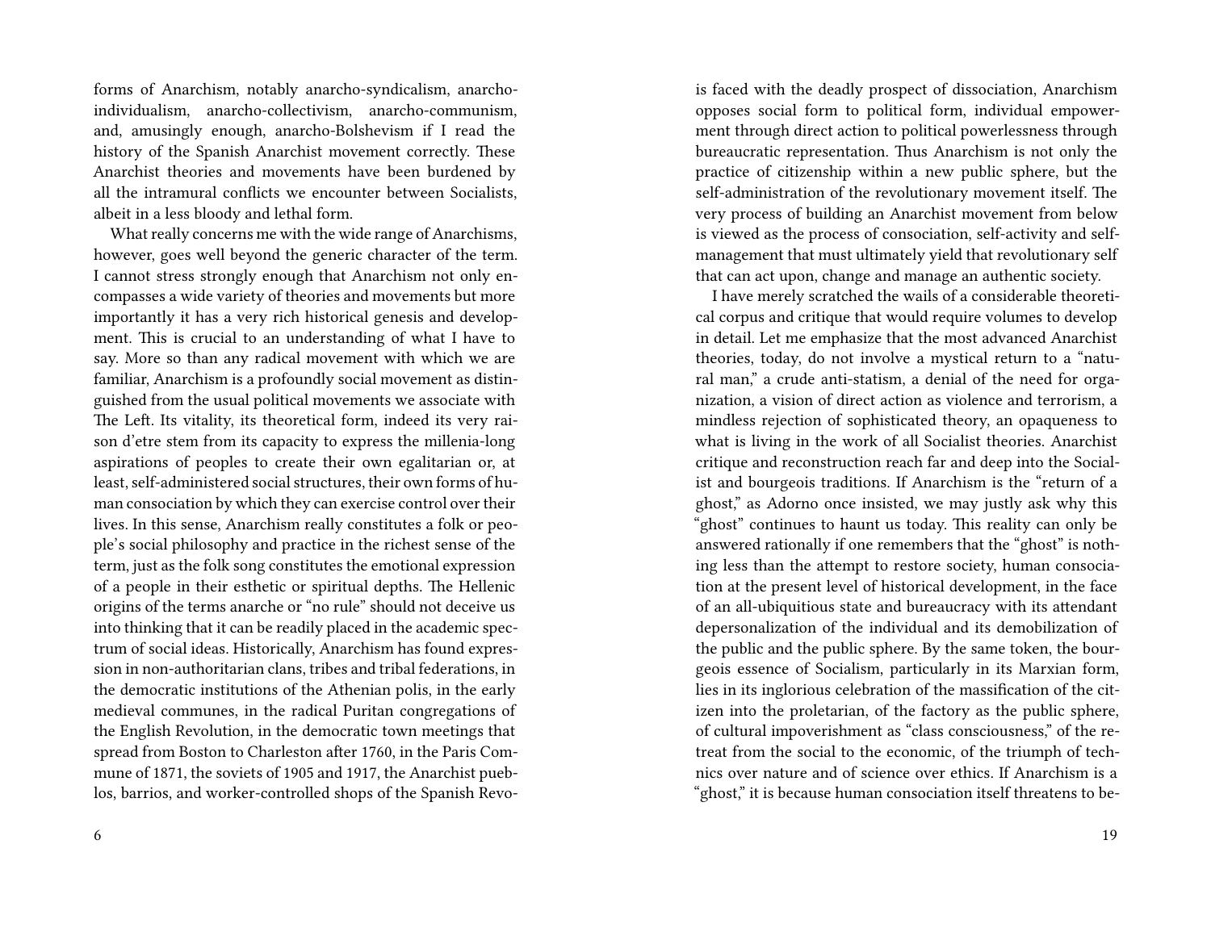forms of Anarchism, notably anarcho-syndicalism, anarcho-individualism, anarcho-collectivism, anarcho-communism, and, amusingly enough, anarcho-Bolshevism if I read the history of the Spanish Anarchist movement correctly. These Anarchist theories and movements have been burdened by all the intramural conflicts we encounter between Socialists, albeit in a less bloody and lethal form.

What really concerns me with the wide range of Anarchisms, however, goes well beyond the generic character of the term. I cannot stress strongly enough that Anarchism not only encompasses a wide variety of theories and movements but more importantly it has a very rich historical genesis and development. This is crucial to an understanding of what I have to say. More so than any radical movement with which we are familiar, Anarchism is a profoundly social movement as distinguished from the usual political movements we associate with The Left. Its vitality, its theoretical form, indeed its very raison d'etre stem from its capacity to express the millenia-long aspirations of peoples to create their own egalitarian or, at least, self-administered social structures, their own forms of human consociation by which they can exercise control over their lives. In this sense, Anarchism really constitutes a folk or people's social philosophy and practice in the richest sense of the term, just as the folk song constitutes the emotional expression of a people in their esthetic or spiritual depths. The Hellenic origins of the terms anarche or "no rule" should not deceive us into thinking that it can be readily placed in the academic spectrum of social ideas. Historically, Anarchism has found expression in non-authoritarian clans, tribes and tribal federations, in the democratic institutions of the Athenian polis, in the early medieval communes, in the radical Puritan congregations of the English Revolution, in the democratic town meetings that spread from Boston to Charleston after 1760, in the Paris Commune of 1871, the soviets of 1905 and 1917, the Anarchist pueblos, barrios, and worker-controlled shops of the Spanish Revo-

is faced with the deadly prospect of dissociation, Anarchism opposes social form to political form, individual empowerment through direct action to political powerlessness through bureaucratic representation. Thus Anarchism is not only the practice of citizenship within a new public sphere, but the self-administration of the revolutionary movement itself. The very process of building an Anarchist movement from below is viewed as the process of consociation, self-activity and self-management that must ultimately yield that revolutionary self that can act upon, change and manage an authentic society.

I have merely scratched the wails of a considerable theoretical corpus and critique that would require volumes to develop in detail. Let me emphasize that the most advanced Anarchist theories, today, do not involve a mystical return to a "natural man," a crude anti-statism, a denial of the need for organization, a vision of direct action as violence and terrorism, a mindless rejection of sophisticated theory, an opaqueness to what is living in the work of all Socialist theories. Anarchist critique and reconstruction reach far and deep into the Socialist and bourgeois traditions. If Anarchism is the "return of a ghost," as Adorno once insisted, we may justly ask why this "ghost" continues to haunt us today. This reality can only be answered rationally if one remembers that the "ghost" is nothing less than the attempt to restore society, human consociation at the present level of historical development, in the face of an all-ubiquitious state and bureaucracy with its attendant depersonalization of the individual and its demobilization of the public and the public sphere. By the same token, the bourgeois essence of Socialism, particularly in its Marxian form, lies in its inglorious celebration of the massification of the citizen into the proletarian, of the factory as the public sphere, of cultural impoverishment as "class consciousness," of the retreat from the social to the economic, of the triumph of technics over nature and of science over ethics. If Anarchism is a "ghost," it is because human consociation itself threatens to be-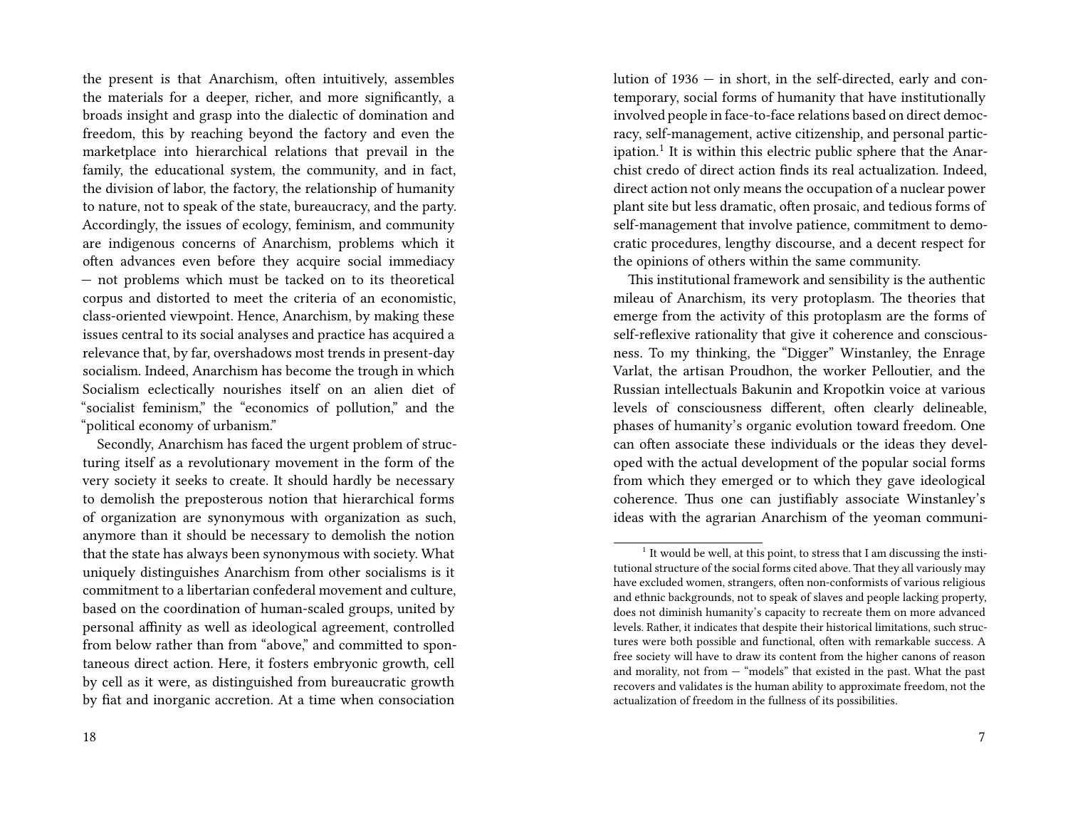the present is that Anarchism, often intuitively, assembles the materials for a deeper, richer, and more significantly, a broads insight and grasp into the dialectic of domination and freedom, this by reaching beyond the factory and even the marketplace into hierarchical relations that prevail in the family, the educational system, the community, and in fact, the division of labor, the factory, the relationship of humanity to nature, not to speak of the state, bureaucracy, and the party. Accordingly, the issues of ecology, feminism, and community are indigenous concerns of Anarchism, problems which it often advances even before they acquire social immediacy — not problems which must be tacked on to its theoretical corpus and distorted to meet the criteria of an economistic, class-oriented viewpoint. Hence, Anarchism, by making these issues central to its social analyses and practice has acquired a relevance that, by far, overshadows most trends in present-day socialism. Indeed, Anarchism has become the trough in which Socialism eclectically nourishes itself on an alien diet of "socialist feminism," the "economics of pollution," and the "political economy of urbanism."

Secondly, Anarchism has faced the urgent problem of structuring itself as a revolutionary movement in the form of the very society it seeks to create. It should hardly be necessary to demolish the preposterous notion that hierarchical forms of organization are synonymous with organization as such, anymore than it should be necessary to demolish the notion that the state has always been synonymous with society. What uniquely distinguishes Anarchism from other socialisms is it commitment to a libertarian confederal movement and culture, based on the coordination of human-scaled groups, united by personal affinity as well as ideological agreement, controlled from below rather than from "above," and committed to spontaneous direct action. Here, it fosters embryonic growth, cell by cell as it were, as distinguished from bureaucratic growth by fiat and inorganic accretion. At a time when consociation

lution of 1936 — in short, in the self-directed, early and contemporary, social forms of humanity that have institutionally involved people in face-to-face relations based on direct democracy, self-management, active citizenship, and personal participation.[1] It is within this electric public sphere that the Anarchist credo of direct action finds its real actualization. Indeed, direct action not only means the occupation of a nuclear power plant site but less dramatic, often prosaic, and tedious forms of self-management that involve patience, commitment to democratic procedures, lengthy discourse, and a decent respect for the opinions of others within the same community.

This institutional framework and sensibility is the authentic mileau of Anarchism, its very protoplasm. The theories that emerge from the activity of this protoplasm are the forms of self-reflexive rationality that give it coherence and consciousness. To my thinking, the "Digger" Winstanley, the Enrage Varlat, the artisan Proudhon, the worker Pelloutier, and the Russian intellectuals Bakunin and Kropotkin voice at various levels of consciousness different, often clearly delineable, phases of humanity's organic evolution toward freedom. One can often associate these individuals or the ideas they developed with the actual development of the popular social forms from which they emerged or to which they gave ideological coherence. Thus one can justifiably associate Winstanley's ideas with the agrarian Anarchism of the yeoman communi-

[1] It would be well, at this point, to stress that I am discussing the institutional structure of the social forms cited above. That they all variously may have excluded women, strangers, often non-conformists of various religious and ethnic backgrounds, not to speak of slaves and people lacking property, does not diminish humanity's capacity to recreate them on more advanced levels. Rather, it indicates that despite their historical limitations, such structures were both possible and functional, often with remarkable success. A free society will have to draw its content from the higher canons of reason and morality, not from — "models" that existed in the past. What the past recovers and validates is the human ability to approximate freedom, not the actualization of freedom in the fullness of its possibilities.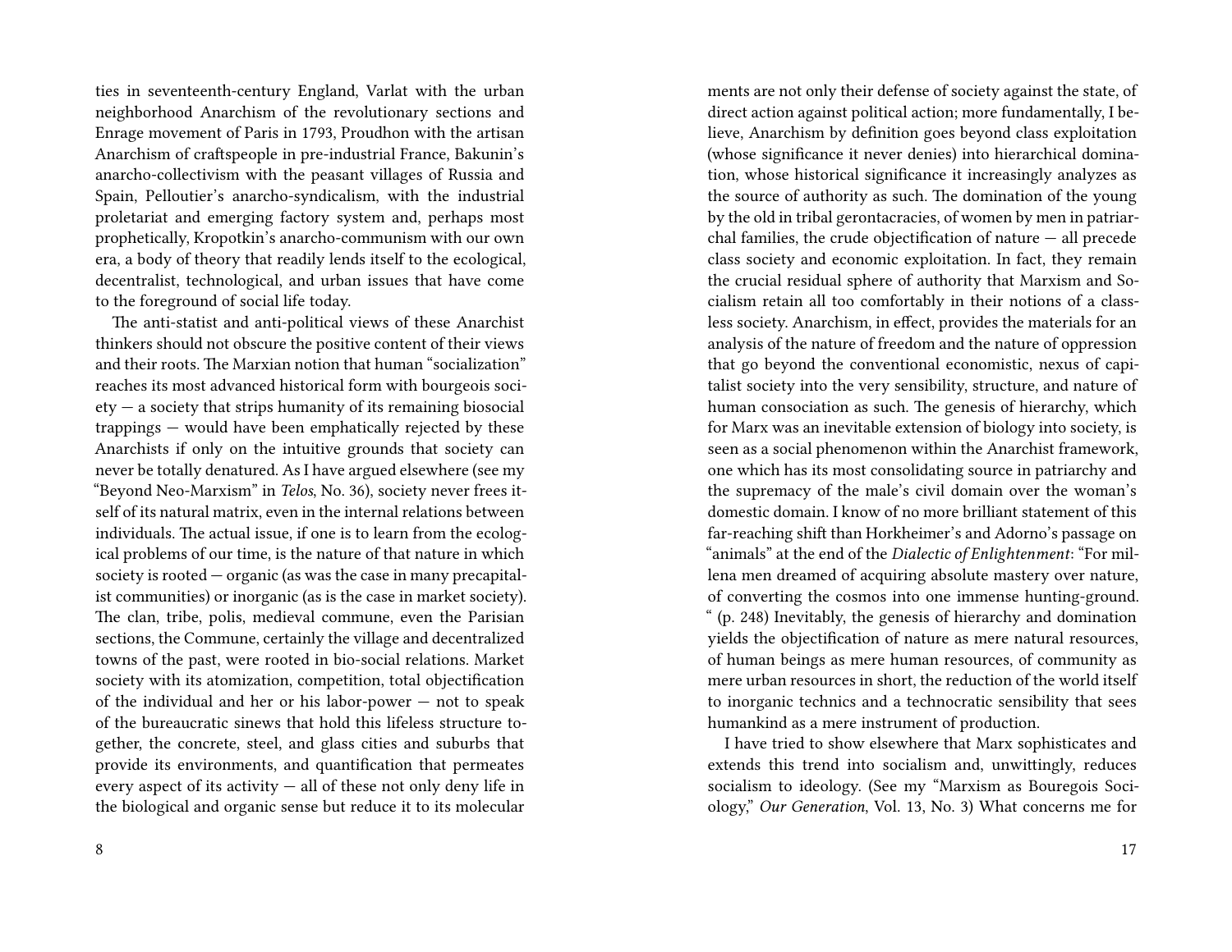ties in seventeenth-century England, Varlat with the urban neighborhood Anarchism of the revolutionary sections and Enrage movement of Paris in 1793, Proudhon with the artisan Anarchism of craftspeople in pre-industrial France, Bakunin's anarcho-collectivism with the peasant villages of Russia and Spain, Pelloutier's anarcho-syndicalism, with the industrial proletariat and emerging factory system and, perhaps most prophetically, Kropotkin's anarcho-communism with our own era, a body of theory that readily lends itself to the ecological, decentralist, technological, and urban issues that have come to the foreground of social life today.

The anti-statist and anti-political views of these Anarchist thinkers should not obscure the positive content of their views and their roots. The Marxian notion that human "socialization" reaches its most advanced historical form with bourgeois society — a society that strips humanity of its remaining biosocial trappings — would have been emphatically rejected by these Anarchists if only on the intuitive grounds that society can never be totally denatured. As I have argued elsewhere (see my "Beyond Neo-Marxism" in *Telos*, No. 36), society never frees itself of its natural matrix, even in the internal relations between individuals. The actual issue, if one is to learn from the ecological problems of our time, is the nature of that nature in which society is rooted — organic (as was the case in many precapitalist communities) or inorganic (as is the case in market society). The clan, tribe, polis, medieval commune, even the Parisian sections, the Commune, certainly the village and decentralized towns of the past, were rooted in bio-social relations. Market society with its atomization, competition, total objectification of the individual and her or his labor-power — not to speak of the bureaucratic sinews that hold this lifeless structure together, the concrete, steel, and glass cities and suburbs that provide its environments, and quantification that permeates every aspect of its activity — all of these not only deny life in the biological and organic sense but reduce it to its molecular

ments are not only their defense of society against the state, of direct action against political action; more fundamentally, I believe, Anarchism by definition goes beyond class exploitation (whose significance it never denies) into hierarchical domination, whose historical significance it increasingly analyzes as the source of authority as such. The domination of the young by the old in tribal gerontacracies, of women by men in patriarchal families, the crude objectification of nature — all precede class society and economic exploitation. In fact, they remain the crucial residual sphere of authority that Marxism and Socialism retain all too comfortably in their notions of a classless society. Anarchism, in effect, provides the materials for an analysis of the nature of freedom and the nature of oppression that go beyond the conventional economistic, nexus of capitalist society into the very sensibility, structure, and nature of human consociation as such. The genesis of hierarchy, which for Marx was an inevitable extension of biology into society, is seen as a social phenomenon within the Anarchist framework, one which has its most consolidating source in patriarchy and the supremacy of the male's civil domain over the woman's domestic domain. I know of no more brilliant statement of this far-reaching shift than Horkheimer's and Adorno's passage on "animals" at the end of the *Dialectic of Enlightenment*: "For millena men dreamed of acquiring absolute mastery over nature, of converting the cosmos into one immense hunting-ground. " (p. 248) Inevitably, the genesis of hierarchy and domination yields the objectification of nature as mere natural resources, of human beings as mere human resources, of community as mere urban resources in short, the reduction of the world itself to inorganic technics and a technocratic sensibility that sees humankind as a mere instrument of production.

I have tried to show elsewhere that Marx sophisticates and extends this trend into socialism and, unwittingly, reduces socialism to ideology. (See my "Marxism as Bouregois Sociology," *Our Generation*, Vol. 13, No. 3) What concerns me for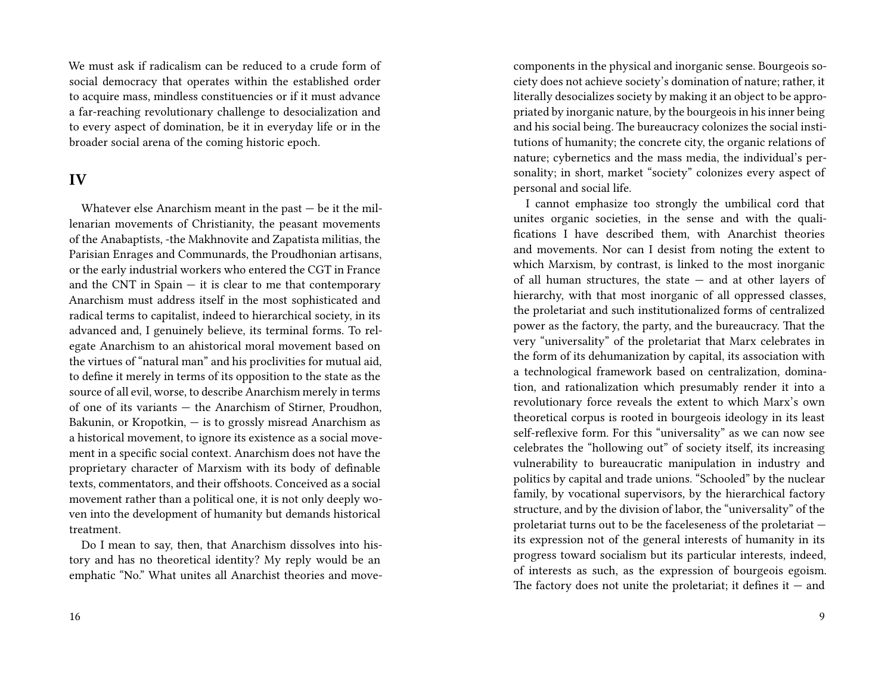We must ask if radicalism can be reduced to a crude form of social democracy that operates within the established order to acquire mass, mindless constituencies or if it must advance a far-reaching revolutionary challenge to desocialization and to every aspect of domination, be it in everyday life or in the broader social arena of the coming historic epoch.

## IV

Whatever else Anarchism meant in the past — be it the millenarian movements of Christianity, the peasant movements of the Anabaptists, -the Makhnovite and Zapatista militias, the Parisian Enrages and Communards, the Proudhonian artisans, or the early industrial workers who entered the CGT in France and the CNT in Spain — it is clear to me that contemporary Anarchism must address itself in the most sophisticated and radical terms to capitalist, indeed to hierarchical society, in its advanced and, I genuinely believe, its terminal forms. To relegate Anarchism to an ahistorical moral movement based on the virtues of "natural man" and his proclivities for mutual aid, to define it merely in terms of its opposition to the state as the source of all evil, worse, to describe Anarchism merely in terms of one of its variants — the Anarchism of Stirner, Proudhon, Bakunin, or Kropotkin, — is to grossly misread Anarchism as a historical movement, to ignore its existence as a social movement in a specific social context. Anarchism does not have the proprietary character of Marxism with its body of definable texts, commentators, and their offshoots. Conceived as a social movement rather than a political one, it is not only deeply woven into the development of humanity but demands historical treatment.

Do I mean to say, then, that Anarchism dissolves into history and has no theoretical identity? My reply would be an emphatic "No." What unites all Anarchist theories and move-

components in the physical and inorganic sense. Bourgeois society does not achieve society's domination of nature; rather, it literally desocializes society by making it an object to be appropriated by inorganic nature, by the bourgeois in his inner being and his social being. The bureaucracy colonizes the social institutions of humanity; the concrete city, the organic relations of nature; cybernetics and the mass media, the individual's personality; in short, market "society" colonizes every aspect of personal and social life.

I cannot emphasize too strongly the umbilical cord that unites organic societies, in the sense and with the qualifications I have described them, with Anarchist theories and movements. Nor can I desist from noting the extent to which Marxism, by contrast, is linked to the most inorganic of all human structures, the state — and at other layers of hierarchy, with that most inorganic of all oppressed classes, the proletariat and such institutionalized forms of centralized power as the factory, the party, and the bureaucracy. That the very "universality" of the proletariat that Marx celebrates in the form of its dehumanization by capital, its association with a technological framework based on centralization, domination, and rationalization which presumably render it into a revolutionary force reveals the extent to which Marx's own theoretical corpus is rooted in bourgeois ideology in its least self-reflexive form. For this "universality" as we can now see celebrates the "hollowing out" of society itself, its increasing vulnerability to bureaucratic manipulation in industry and politics by capital and trade unions. "Schooled" by the nuclear family, by vocational supervisors, by the hierarchical factory structure, and by the division of labor, the "universality" of the proletariat turns out to be the faceleseness of the proletariat — its expression not of the general interests of humanity in its progress toward socialism but its particular interests, indeed, of interests as such, as the expression of bourgeois egoism. The factory does not unite the proletariat; it defines it — and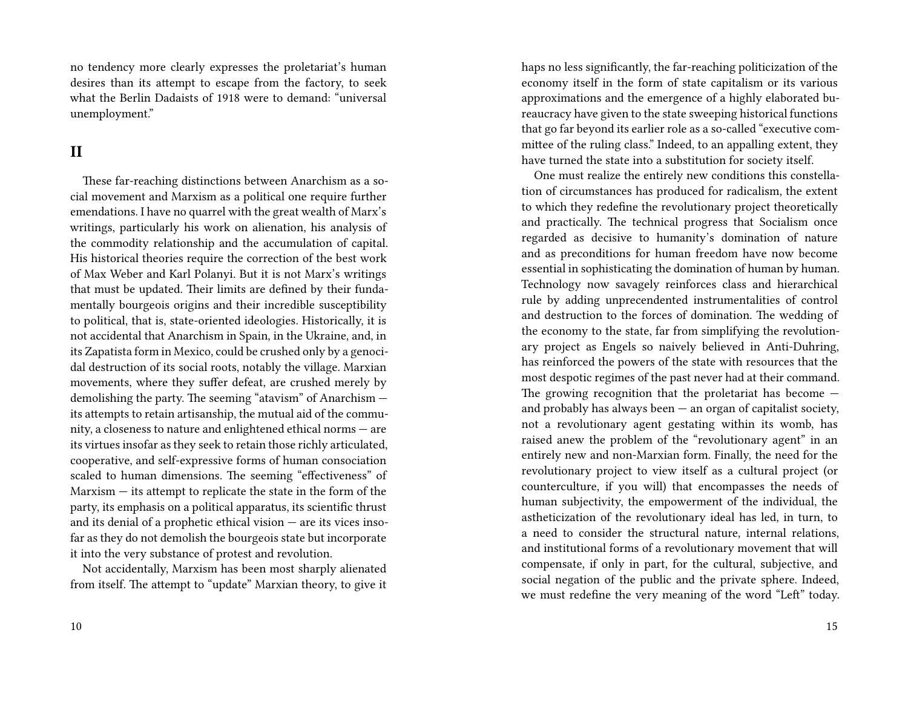no tendency more clearly expresses the proletariat's human desires than its attempt to escape from the factory, to seek what the Berlin Dadaists of 1918 were to demand: "universal unemployment."

## II

These far-reaching distinctions between Anarchism as a social movement and Marxism as a political one require further emendations. I have no quarrel with the great wealth of Marx's writings, particularly his work on alienation, his analysis of the commodity relationship and the accumulation of capital. His historical theories require the correction of the best work of Max Weber and Karl Polanyi. But it is not Marx's writings that must be updated. Their limits are defined by their fundamentally bourgeois origins and their incredible susceptibility to political, that is, state-oriented ideologies. Historically, it is not accidental that Anarchism in Spain, in the Ukraine, and, in its Zapatista form in Mexico, could be crushed only by a genocidal destruction of its social roots, notably the village. Marxian movements, where they suffer defeat, are crushed merely by demolishing the party. The seeming "atavism" of Anarchism — its attempts to retain artisanship, the mutual aid of the community, a closeness to nature and enlightened ethical norms — are its virtues insofar as they seek to retain those richly articulated, cooperative, and self-expressive forms of human consociation scaled to human dimensions. The seeming "effectiveness" of Marxism — its attempt to replicate the state in the form of the party, its emphasis on a political apparatus, its scientific thrust and its denial of a prophetic ethical vision — are its vices insofar as they do not demolish the bourgeois state but incorporate it into the very substance of protest and revolution.

Not accidentally, Marxism has been most sharply alienated from itself. The attempt to "update" Marxian theory, to give it

haps no less significantly, the far-reaching politicization of the economy itself in the form of state capitalism or its various approximations and the emergence of a highly elaborated bureaucracy have given to the state sweeping historical functions that go far beyond its earlier role as a so-called "executive committee of the ruling class." Indeed, to an appalling extent, they have turned the state into a substitution for society itself.

One must realize the entirely new conditions this constellation of circumstances has produced for radicalism, the extent to which they redefine the revolutionary project theoretically and practically. The technical progress that Socialism once regarded as decisive to humanity's domination of nature and as preconditions for human freedom have now become essential in sophisticating the domination of human by human. Technology now savagely reinforces class and hierarchical rule by adding unprecendented instrumentalities of control and destruction to the forces of domination. The wedding of the economy to the state, far from simplifying the revolutionary project as Engels so naively believed in Anti-Duhring, has reinforced the powers of the state with resources that the most despotic regimes of the past never had at their command. The growing recognition that the proletariat has become — and probably has always been — an organ of capitalist society, not a revolutionary agent gestating within its womb, has raised anew the problem of the "revolutionary agent" in an entirely new and non-Marxian form. Finally, the need for the revolutionary project to view itself as a cultural project (or counterculture, if you will) that encompasses the needs of human subjectivity, the empowerment of the individual, the astheticization of the revolutionary ideal has led, in turn, to a need to consider the structural nature, internal relations, and institutional forms of a revolutionary movement that will compensate, if only in part, for the cultural, subjective, and social negation of the public and the private sphere. Indeed, we must redefine the very meaning of the word "Left" today.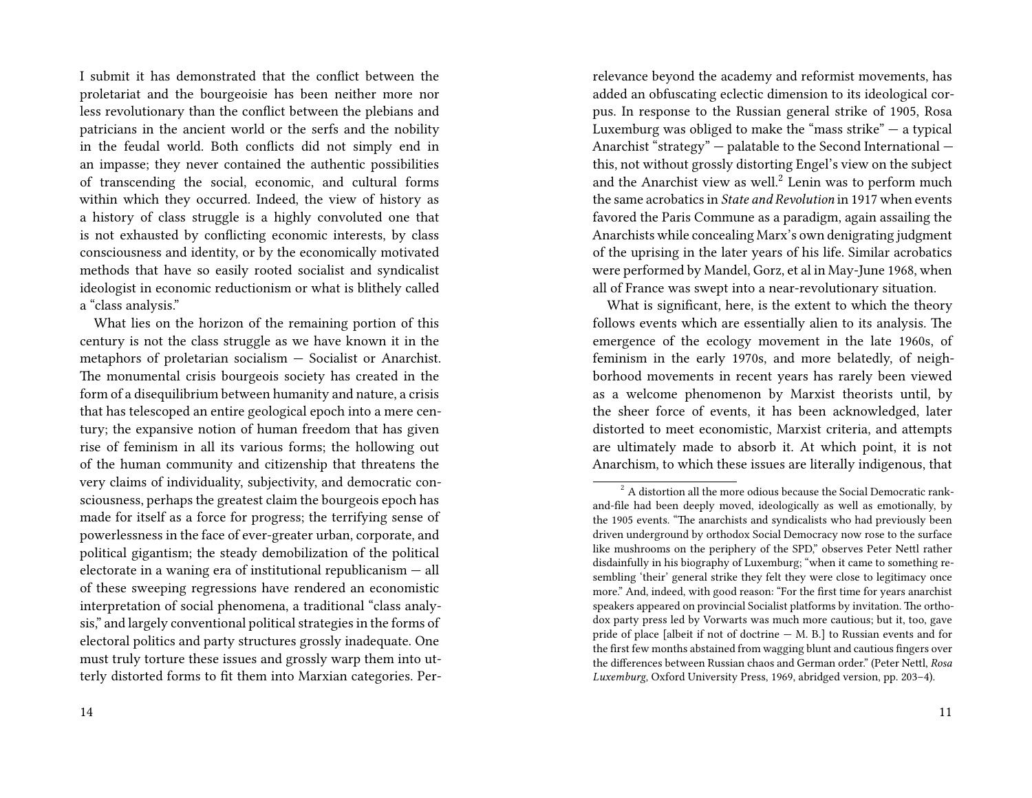I submit it has demonstrated that the conflict between the proletariat and the bourgeoisie has been neither more nor less revolutionary than the conflict between the plebians and patricians in the ancient world or the serfs and the nobility in the feudal world. Both conflicts did not simply end in an impasse; they never contained the authentic possibilities of transcending the social, economic, and cultural forms within which they occurred. Indeed, the view of history as a history of class struggle is a highly convoluted one that is not exhausted by conflicting economic interests, by class consciousness and identity, or by the economically motivated methods that have so easily rooted socialist and syndicalist ideologist in economic reductionism or what is blithely called a "class analysis."

What lies on the horizon of the remaining portion of this century is not the class struggle as we have known it in the metaphors of proletarian socialism — Socialist or Anarchist. The monumental crisis bourgeois society has created in the form of a disequilibrium between humanity and nature, a crisis that has telescoped an entire geological epoch into a mere century; the expansive notion of human freedom that has given rise of feminism in all its various forms; the hollowing out of the human community and citizenship that threatens the very claims of individuality, subjectivity, and democratic consciousness, perhaps the greatest claim the bourgeois epoch has made for itself as a force for progress; the terrifying sense of powerlessness in the face of ever-greater urban, corporate, and political gigantism; the steady demobilization of the political electorate in a waning era of institutional republicanism — all of these sweeping regressions have rendered an economistic interpretation of social phenomena, a traditional "class analysis," and largely conventional political strategies in the forms of electoral politics and party structures grossly inadequate. One must truly torture these issues and grossly warp them into utterly distorted forms to fit them into Marxian categories. Per-

relevance beyond the academy and reformist movements, has added an obfuscating eclectic dimension to its ideological corpus. In response to the Russian general strike of 1905, Rosa Luxemburg was obliged to make the "mass strike" — a typical Anarchist "strategy" — palatable to the Second International — this, not without grossly distorting Engel's view on the subject and the Anarchist view as well.[2] Lenin was to perform much the same acrobatics in *State and Revolution* in 1917 when events favored the Paris Commune as a paradigm, again assailing the Anarchists while concealing Marx's own denigrating judgment of the uprising in the later years of his life. Similar acrobatics were performed by Mandel, Gorz, et al in May-June 1968, when all of France was swept into a near-revolutionary situation.

What is significant, here, is the extent to which the theory follows events which are essentially alien to its analysis. The emergence of the ecology movement in the late 1960s, of feminism in the early 1970s, and more belatedly, of neighborhood movements in recent years has rarely been viewed as a welcome phenomenon by Marxist theorists until, by the sheer force of events, it has been acknowledged, later distorted to meet economistic, Marxist criteria, and attempts are ultimately made to absorb it. At which point, it is not Anarchism, to which these issues are literally indigenous, that

---

[2] A distortion all the more odious because the Social Democratic rank-and-file had been deeply moved, ideologically as well as emotionally, by the 1905 events. "The anarchists and syndicalists who had previously been driven underground by orthodox Social Democracy now rose to the surface like mushrooms on the periphery of the SPD," observes Peter Nettl rather disdainfully in his biography of Luxemburg; "when it came to something resembling 'their' general strike they felt they were close to legitimacy once more." And, indeed, with good reason: "For the first time for years anarchist speakers appeared on provincial Socialist platforms by invitation. The orthodox party press led by Vorwarts was much more cautious; but it, too, gave pride of place [albeit if not of doctrine — M. B.] to Russian events and for the first few months abstained from wagging blunt and cautious fingers over the differences between Russian chaos and German order." (Peter Nettl, *Rosa Luxemburg*, Oxford University Press, 1969, abridged version, pp. 203–4).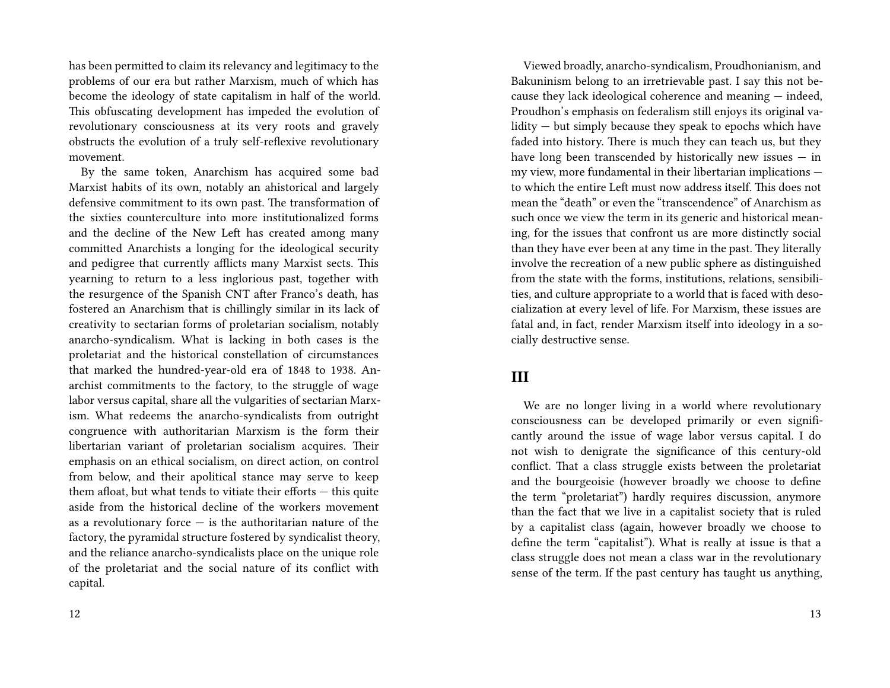has been permitted to claim its relevancy and legitimacy to the problems of our era but rather Marxism, much of which has become the ideology of state capitalism in half of the world. This obfuscating development has impeded the evolution of revolutionary consciousness at its very roots and gravely obstructs the evolution of a truly self-reflexive revolutionary movement.

By the same token, Anarchism has acquired some bad Marxist habits of its own, notably an ahistorical and largely defensive commitment to its own past. The transformation of the sixties counterculture into more institutionalized forms and the decline of the New Left has created among many committed Anarchists a longing for the ideological security and pedigree that currently afflicts many Marxist sects. This yearning to return to a less inglorious past, together with the resurgence of the Spanish CNT after Franco's death, has fostered an Anarchism that is chillingly similar in its lack of creativity to sectarian forms of proletarian socialism, notably anarcho-syndicalism. What is lacking in both cases is the proletariat and the historical constellation of circumstances that marked the hundred-year-old era of 1848 to 1938. Anarchist commitments to the factory, to the struggle of wage labor versus capital, share all the vulgarities of sectarian Marxism. What redeems the anarcho-syndicalists from outright congruence with authoritarian Marxism is the form their libertarian variant of proletarian socialism acquires. Their emphasis on an ethical socialism, on direct action, on control from below, and their apolitical stance may serve to keep them afloat, but what tends to vitiate their efforts — this quite aside from the historical decline of the workers movement as a revolutionary force — is the authoritarian nature of the factory, the pyramidal structure fostered by syndicalist theory, and the reliance anarcho-syndicalists place on the unique role of the proletariat and the social nature of its conflict with capital.

Viewed broadly, anarcho-syndicalism, Proudhonianism, and Bakuninism belong to an irretrievable past. I say this not because they lack ideological coherence and meaning — indeed, Proudhon's emphasis on federalism still enjoys its original validity — but simply because they speak to epochs which have faded into history. There is much they can teach us, but they have long been transcended by historically new issues — in my view, more fundamental in their libertarian implications — to which the entire Left must now address itself. This does not mean the "death" or even the "transcendence" of Anarchism as such once we view the term in its generic and historical meaning, for the issues that confront us are more distinctly social than they have ever been at any time in the past. They literally involve the recreation of a new public sphere as distinguished from the state with the forms, institutions, relations, sensibilities, and culture appropriate to a world that is faced with desocialization at every level of life. For Marxism, these issues are fatal and, in fact, render Marxism itself into ideology in a socially destructive sense.

## III

We are no longer living in a world where revolutionary consciousness can be developed primarily or even significantly around the issue of wage labor versus capital. I do not wish to denigrate the significance of this century-old conflict. That a class struggle exists between the proletariat and the bourgeoisie (however broadly we choose to define the term "proletariat") hardly requires discussion, anymore than the fact that we live in a capitalist society that is ruled by a capitalist class (again, however broadly we choose to define the term "capitalist"). What is really at issue is that a class struggle does not mean a class war in the revolutionary sense of the term. If the past century has taught us anything,